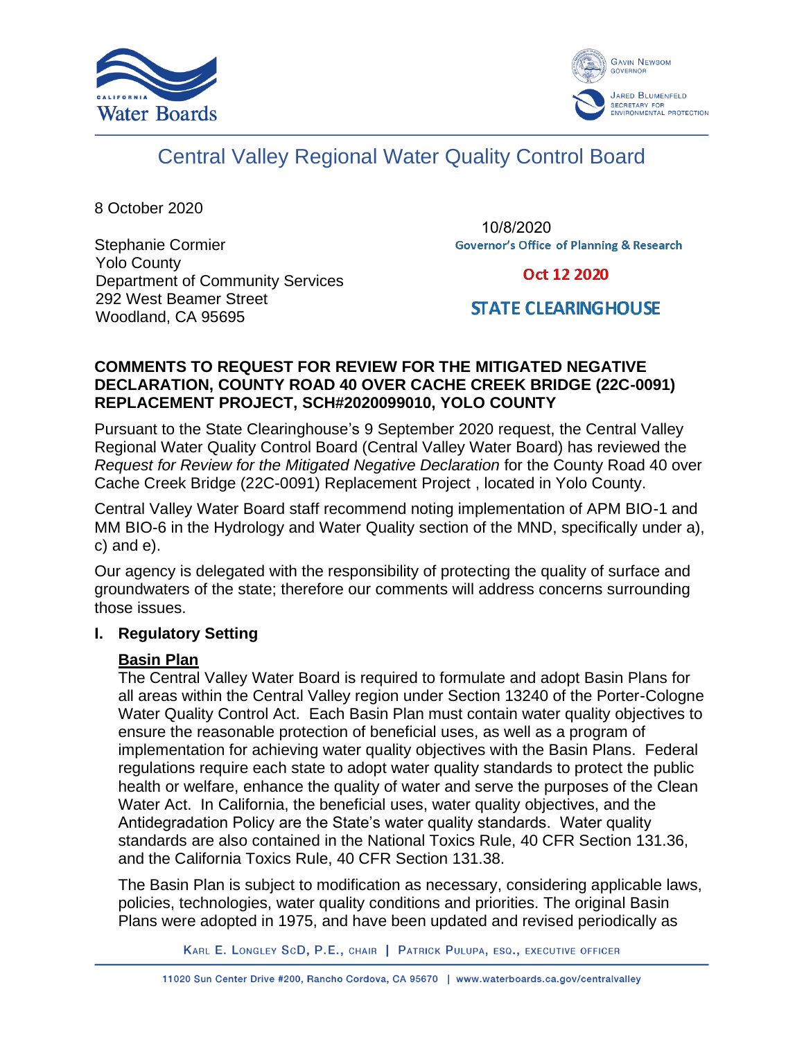# Central Valley Regional Water Quality Control Board

8 October 2020

10/8/2020
Governor's Office of Planning & Research

Oct 12 2020

STATE CLEARINGHOUSE

Stephanie Cormier
Yolo County
Department of Community Services
292 West Beamer Street
Woodland, CA 95695

**COMMENTS TO REQUEST FOR REVIEW FOR THE MITIGATED NEGATIVE DECLARATION, COUNTY ROAD 40 OVER CACHE CREEK BRIDGE (22C-0091) REPLACEMENT PROJECT, SCH#2020099010, YOLO COUNTY**

Pursuant to the State Clearinghouse's 9 September 2020 request, the Central Valley Regional Water Quality Control Board (Central Valley Water Board) has reviewed the *Request for Review for the Mitigated Negative Declaration* for the County Road 40 over Cache Creek Bridge (22C-0091) Replacement Project , located in Yolo County.

Central Valley Water Board staff recommend noting implementation of APM BIO-1 and MM BIO-6 in the Hydrology and Water Quality section of the MND, specifically under a), c) and e).

Our agency is delegated with the responsibility of protecting the quality of surface and groundwaters of the state; therefore our comments will address concerns surrounding those issues.

## I. Regulatory Setting

### Basin Plan

The Central Valley Water Board is required to formulate and adopt Basin Plans for all areas within the Central Valley region under Section 13240 of the Porter-Cologne Water Quality Control Act. Each Basin Plan must contain water quality objectives to ensure the reasonable protection of beneficial uses, as well as a program of implementation for achieving water quality objectives with the Basin Plans. Federal regulations require each state to adopt water quality standards to protect the public health or welfare, enhance the quality of water and serve the purposes of the Clean Water Act. In California, the beneficial uses, water quality objectives, and the Antidegradation Policy are the State's water quality standards. Water quality standards are also contained in the National Toxics Rule, 40 CFR Section 131.36, and the California Toxics Rule, 40 CFR Section 131.38.

The Basin Plan is subject to modification as necessary, considering applicable laws, policies, technologies, water quality conditions and priorities. The original Basin Plans were adopted in 1975, and have been updated and revised periodically as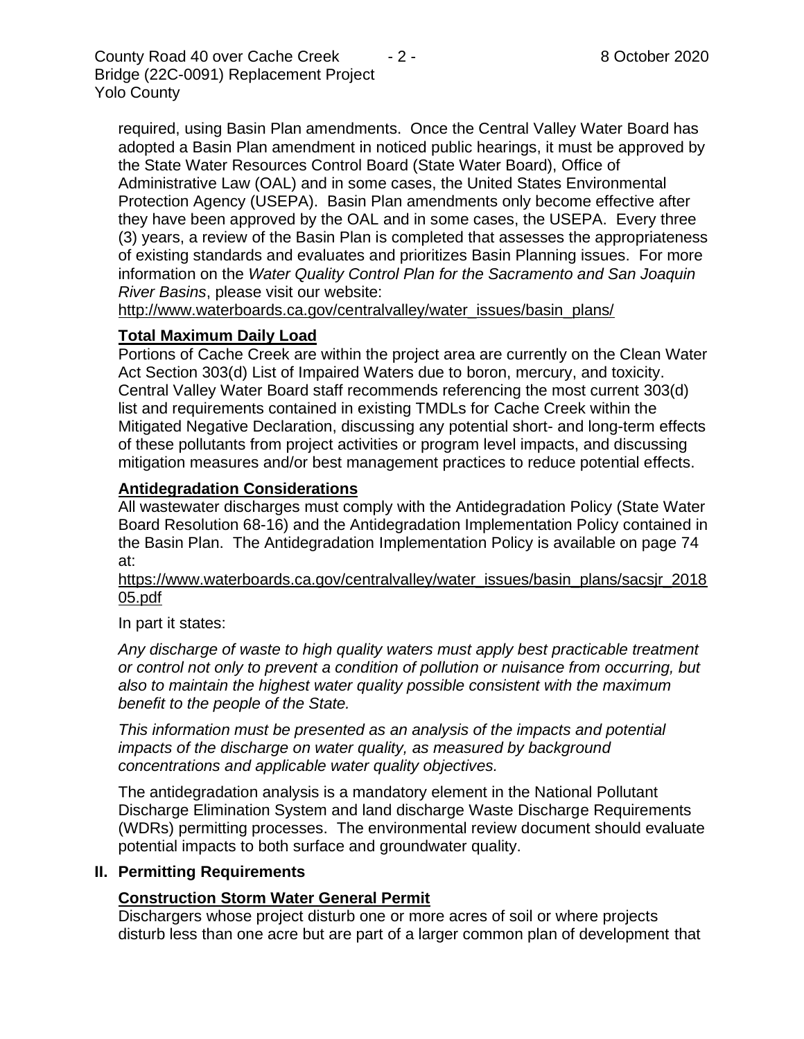required, using Basin Plan amendments. Once the Central Valley Water Board has adopted a Basin Plan amendment in noticed public hearings, it must be approved by the State Water Resources Control Board (State Water Board), Office of Administrative Law (OAL) and in some cases, the United States Environmental Protection Agency (USEPA). Basin Plan amendments only become effective after they have been approved by the OAL and in some cases, the USEPA. Every three (3) years, a review of the Basin Plan is completed that assesses the appropriateness of existing standards and evaluates and prioritizes Basin Planning issues. For more information on the *Water Quality Control Plan for the Sacramento and San Joaquin River Basins*, please visit our website:
http://www.waterboards.ca.gov/centralvalley/water_issues/basin_plans/

### Total Maximum Daily Load

Portions of Cache Creek are within the project area are currently on the Clean Water Act Section 303(d) List of Impaired Waters due to boron, mercury, and toxicity. Central Valley Water Board staff recommends referencing the most current 303(d) list and requirements contained in existing TMDLs for Cache Creek within the Mitigated Negative Declaration, discussing any potential short- and long-term effects of these pollutants from project activities or program level impacts, and discussing mitigation measures and/or best management practices to reduce potential effects.

### Antidegradation Considerations

All wastewater discharges must comply with the Antidegradation Policy (State Water Board Resolution 68-16) and the Antidegradation Implementation Policy contained in the Basin Plan. The Antidegradation Implementation Policy is available on page 74 at:
https://www.waterboards.ca.gov/centralvalley/water_issues/basin_plans/sacsjr_201805.pdf

In part it states:

*Any discharge of waste to high quality waters must apply best practicable treatment or control not only to prevent a condition of pollution or nuisance from occurring, but also to maintain the highest water quality possible consistent with the maximum benefit to the people of the State.*

*This information must be presented as an analysis of the impacts and potential impacts of the discharge on water quality, as measured by background concentrations and applicable water quality objectives.*

The antidegradation analysis is a mandatory element in the National Pollutant Discharge Elimination System and land discharge Waste Discharge Requirements (WDRs) permitting processes. The environmental review document should evaluate potential impacts to both surface and groundwater quality.

## II. Permitting Requirements

### Construction Storm Water General Permit

Dischargers whose project disturb one or more acres of soil or where projects disturb less than one acre but are part of a larger common plan of development that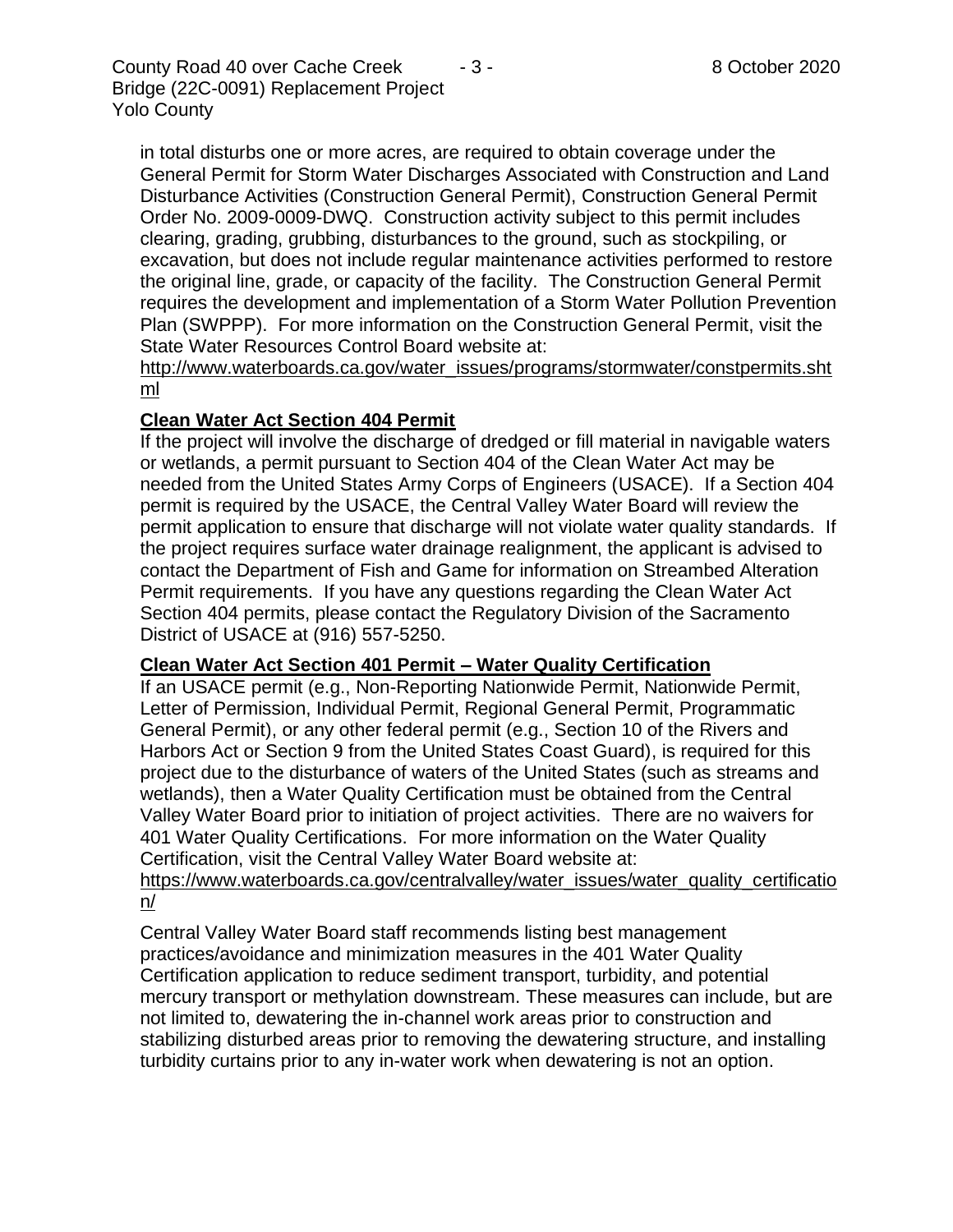in total disturbs one or more acres, are required to obtain coverage under the General Permit for Storm Water Discharges Associated with Construction and Land Disturbance Activities (Construction General Permit), Construction General Permit Order No. 2009-0009-DWQ. Construction activity subject to this permit includes clearing, grading, grubbing, disturbances to the ground, such as stockpiling, or excavation, but does not include regular maintenance activities performed to restore the original line, grade, or capacity of the facility. The Construction General Permit requires the development and implementation of a Storm Water Pollution Prevention Plan (SWPPP). For more information on the Construction General Permit, visit the State Water Resources Control Board website at: http://www.waterboards.ca.gov/water_issues/programs/stormwater/constpermits.shtml

**Clean Water Act Section 404 Permit**

If the project will involve the discharge of dredged or fill material in navigable waters or wetlands, a permit pursuant to Section 404 of the Clean Water Act may be needed from the United States Army Corps of Engineers (USACE). If a Section 404 permit is required by the USACE, the Central Valley Water Board will review the permit application to ensure that discharge will not violate water quality standards. If the project requires surface water drainage realignment, the applicant is advised to contact the Department of Fish and Game for information on Streambed Alteration Permit requirements. If you have any questions regarding the Clean Water Act Section 404 permits, please contact the Regulatory Division of the Sacramento District of USACE at (916) 557-5250.

**Clean Water Act Section 401 Permit – Water Quality Certification**

If an USACE permit (e.g., Non-Reporting Nationwide Permit, Nationwide Permit, Letter of Permission, Individual Permit, Regional General Permit, Programmatic General Permit), or any other federal permit (e.g., Section 10 of the Rivers and Harbors Act or Section 9 from the United States Coast Guard), is required for this project due to the disturbance of waters of the United States (such as streams and wetlands), then a Water Quality Certification must be obtained from the Central Valley Water Board prior to initiation of project activities. There are no waivers for 401 Water Quality Certifications. For more information on the Water Quality Certification, visit the Central Valley Water Board website at: https://www.waterboards.ca.gov/centralvalley/water_issues/water_quality_certification/

Central Valley Water Board staff recommends listing best management practices/avoidance and minimization measures in the 401 Water Quality Certification application to reduce sediment transport, turbidity, and potential mercury transport or methylation downstream. These measures can include, but are not limited to, dewatering the in-channel work areas prior to construction and stabilizing disturbed areas prior to removing the dewatering structure, and installing turbidity curtains prior to any in-water work when dewatering is not an option.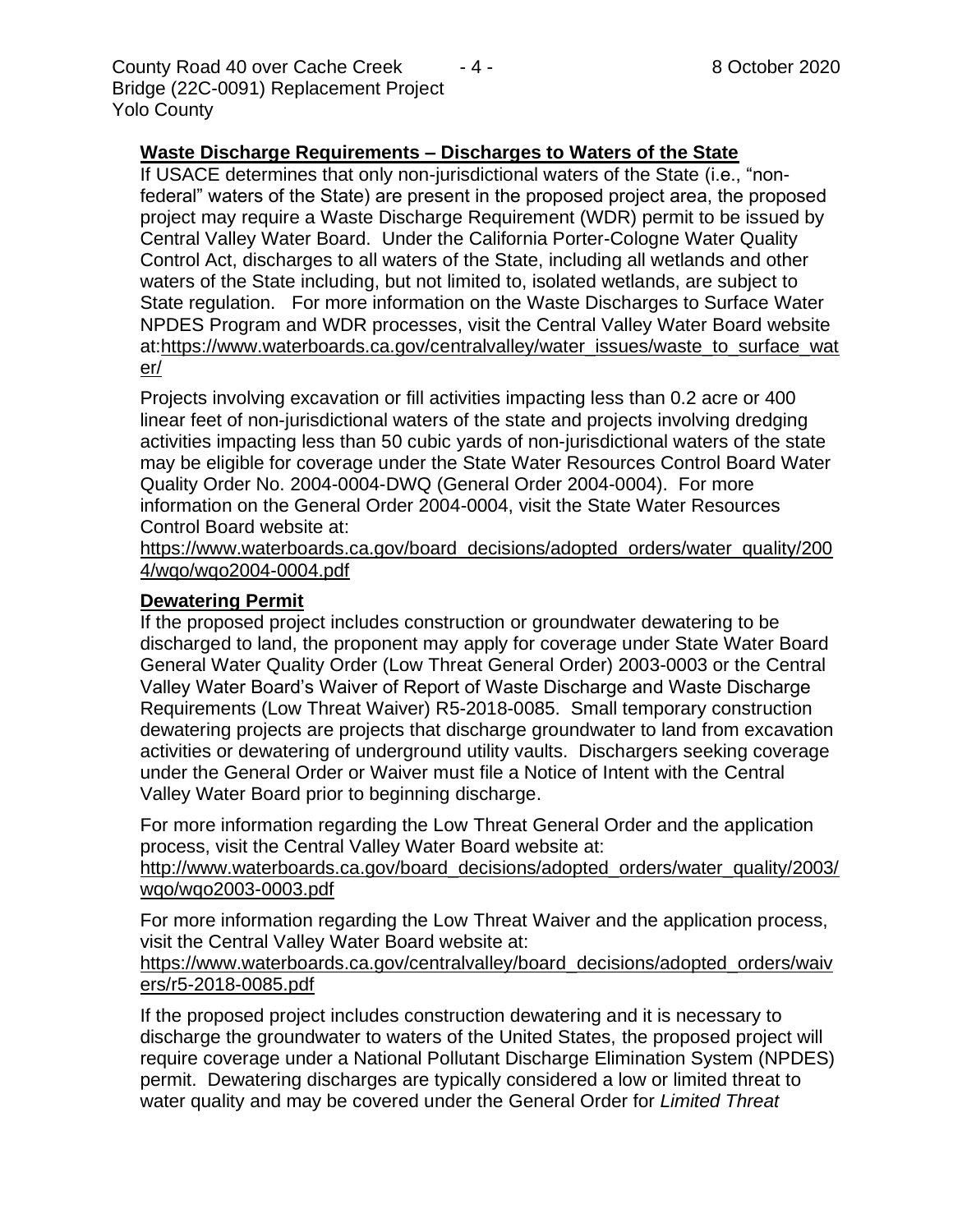**Waste Discharge Requirements – Discharges to Waters of the State**

If USACE determines that only non-jurisdictional waters of the State (i.e., "non-federal" waters of the State) are present in the proposed project area, the proposed project may require a Waste Discharge Requirement (WDR) permit to be issued by Central Valley Water Board. Under the California Porter-Cologne Water Quality Control Act, discharges to all waters of the State, including all wetlands and other waters of the State including, but not limited to, isolated wetlands, are subject to State regulation. For more information on the Waste Discharges to Surface Water NPDES Program and WDR processes, visit the Central Valley Water Board website at:https://www.waterboards.ca.gov/centralvalley/water_issues/waste_to_surface_water/

Projects involving excavation or fill activities impacting less than 0.2 acre or 400 linear feet of non-jurisdictional waters of the state and projects involving dredging activities impacting less than 50 cubic yards of non-jurisdictional waters of the state may be eligible for coverage under the State Water Resources Control Board Water Quality Order No. 2004-0004-DWQ (General Order 2004-0004). For more information on the General Order 2004-0004, visit the State Water Resources Control Board website at:
https://www.waterboards.ca.gov/board_decisions/adopted_orders/water_quality/2004/wqo/wqo2004-0004.pdf

**Dewatering Permit**

If the proposed project includes construction or groundwater dewatering to be discharged to land, the proponent may apply for coverage under State Water Board General Water Quality Order (Low Threat General Order) 2003-0003 or the Central Valley Water Board's Waiver of Report of Waste Discharge and Waste Discharge Requirements (Low Threat Waiver) R5-2018-0085. Small temporary construction dewatering projects are projects that discharge groundwater to land from excavation activities or dewatering of underground utility vaults. Dischargers seeking coverage under the General Order or Waiver must file a Notice of Intent with the Central Valley Water Board prior to beginning discharge.

For more information regarding the Low Threat General Order and the application process, visit the Central Valley Water Board website at:
http://www.waterboards.ca.gov/board_decisions/adopted_orders/water_quality/2003/wqo/wqo2003-0003.pdf

For more information regarding the Low Threat Waiver and the application process, visit the Central Valley Water Board website at:
https://www.waterboards.ca.gov/centralvalley/board_decisions/adopted_orders/waivers/r5-2018-0085.pdf

If the proposed project includes construction dewatering and it is necessary to discharge the groundwater to waters of the United States, the proposed project will require coverage under a National Pollutant Discharge Elimination System (NPDES) permit. Dewatering discharges are typically considered a low or limited threat to water quality and may be covered under the General Order for *Limited Threat*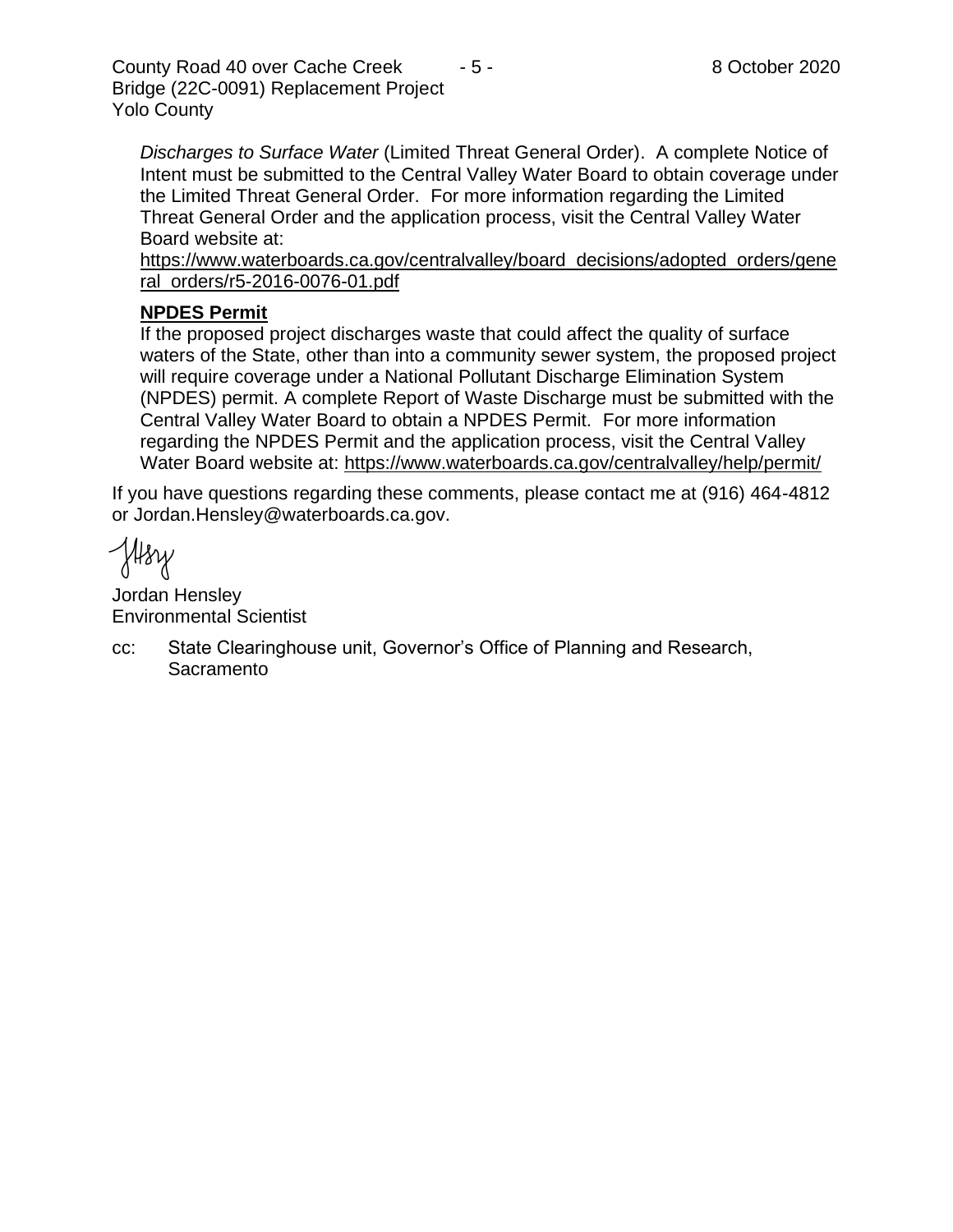*Discharges to Surface Water* (Limited Threat General Order). A complete Notice of Intent must be submitted to the Central Valley Water Board to obtain coverage under the Limited Threat General Order. For more information regarding the Limited Threat General Order and the application process, visit the Central Valley Water Board website at:
https://www.waterboards.ca.gov/centralvalley/board_decisions/adopted_orders/general_orders/r5-2016-0076-01.pdf

**NPDES Permit**

If the proposed project discharges waste that could affect the quality of surface waters of the State, other than into a community sewer system, the proposed project will require coverage under a National Pollutant Discharge Elimination System (NPDES) permit. A complete Report of Waste Discharge must be submitted with the Central Valley Water Board to obtain a NPDES Permit. For more information regarding the NPDES Permit and the application process, visit the Central Valley Water Board website at: https://www.waterboards.ca.gov/centralvalley/help/permit/

If you have questions regarding these comments, please contact me at (916) 464-4812 or Jordan.Hensley@waterboards.ca.gov.

Jordan Hensley
Environmental Scientist

cc: State Clearinghouse unit, Governor's Office of Planning and Research, Sacramento